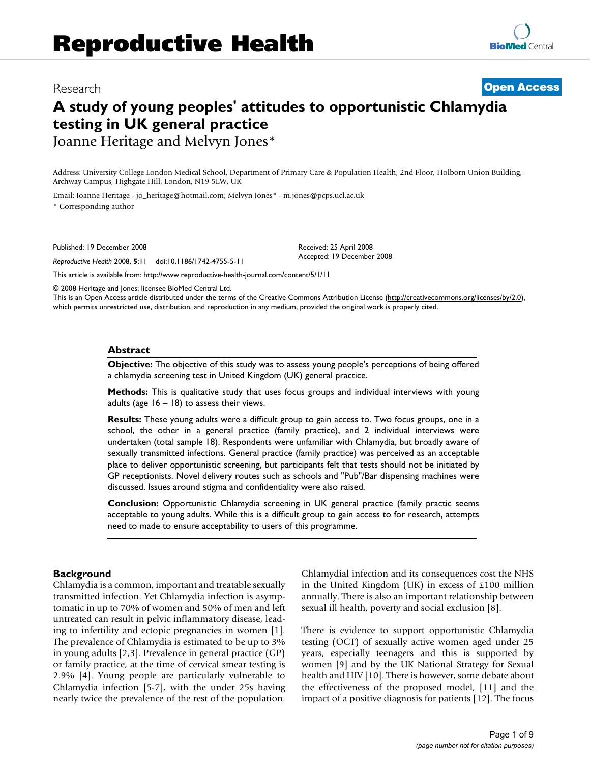Research

**Open Access**

# A study of young peoples' attitudes to opportunistic Chlamydia testing in UK general practice

Joanne Heritage and Melvyn Jones*

Address: University College London Medical School, Department of Primary Care & Population Health, 2nd Floor, Holborn Union Building, Archway Campus, Highgate Hill, London, N19 5LW, UK

Email: Joanne Heritage - jo_heritage@hotmail.com; Melvyn Jones* - m.jones@pcps.ucl.ac.uk

\* Corresponding author

Published: 19 December 2008

*Reproductive Health* 2008, **5**:11 doi:10.1186/1742-4755-5-11

Received: 25 April 2008
Accepted: 19 December 2008

This article is available from: http://www.reproductive-health-journal.com/content/5/1/11

© 2008 Heritage and Jones; licensee BioMed Central Ltd.
This is an Open Access article distributed under the terms of the Creative Commons Attribution License (http://creativecommons.org/licenses/by/2.0), which permits unrestricted use, distribution, and reproduction in any medium, provided the original work is properly cited.

## Abstract

**Objective:** The objective of this study was to assess young people's perceptions of being offered a chlamydia screening test in United Kingdom (UK) general practice.

**Methods:** This is qualitative study that uses focus groups and individual interviews with young adults (age 16 – 18) to assess their views.

**Results:** These young adults were a difficult group to gain access to. Two focus groups, one in a school, the other in a general practice (family practice), and 2 individual interviews were undertaken (total sample 18). Respondents were unfamiliar with Chlamydia, but broadly aware of sexually transmitted infections. General practice (family practice) was perceived as an acceptable place to deliver opportunistic screening, but participants felt that tests should not be initiated by GP receptionists. Novel delivery routes such as schools and "Pub"/Bar dispensing machines were discussed. Issues around stigma and confidentiality were also raised.

**Conclusion:** Opportunistic Chlamydia screening in UK general practice (family practic seems acceptable to young adults. While this is a difficult group to gain access to for research, attempts need to made to ensure acceptability to users of this programme.

## Background

Chlamydia is a common, important and treatable sexually transmitted infection. Yet Chlamydia infection is asymptomatic in up to 70% of women and 50% of men and left untreated can result in pelvic inflammatory disease, leading to infertility and ectopic pregnancies in women [1]. The prevalence of Chlamydia is estimated to be up to 3% in young adults [2,3]. Prevalence in general practice (GP) or family practice, at the time of cervical smear testing is 2.9% [4]. Young people are particularly vulnerable to Chlamydia infection [5-7], with the under 25s having nearly twice the prevalence of the rest of the population. Chlamydial infection and its consequences cost the NHS in the United Kingdom (UK) in excess of £100 million annually. There is also an important relationship between sexual ill health, poverty and social exclusion [8].

There is evidence to support opportunistic Chlamydia testing (OCT) of sexually active women aged under 25 years, especially teenagers and this is supported by women [9] and by the UK National Strategy for Sexual health and HIV [10]. There is however, some debate about the effectiveness of the proposed model, [11] and the impact of a positive diagnosis for patients [12]. The focus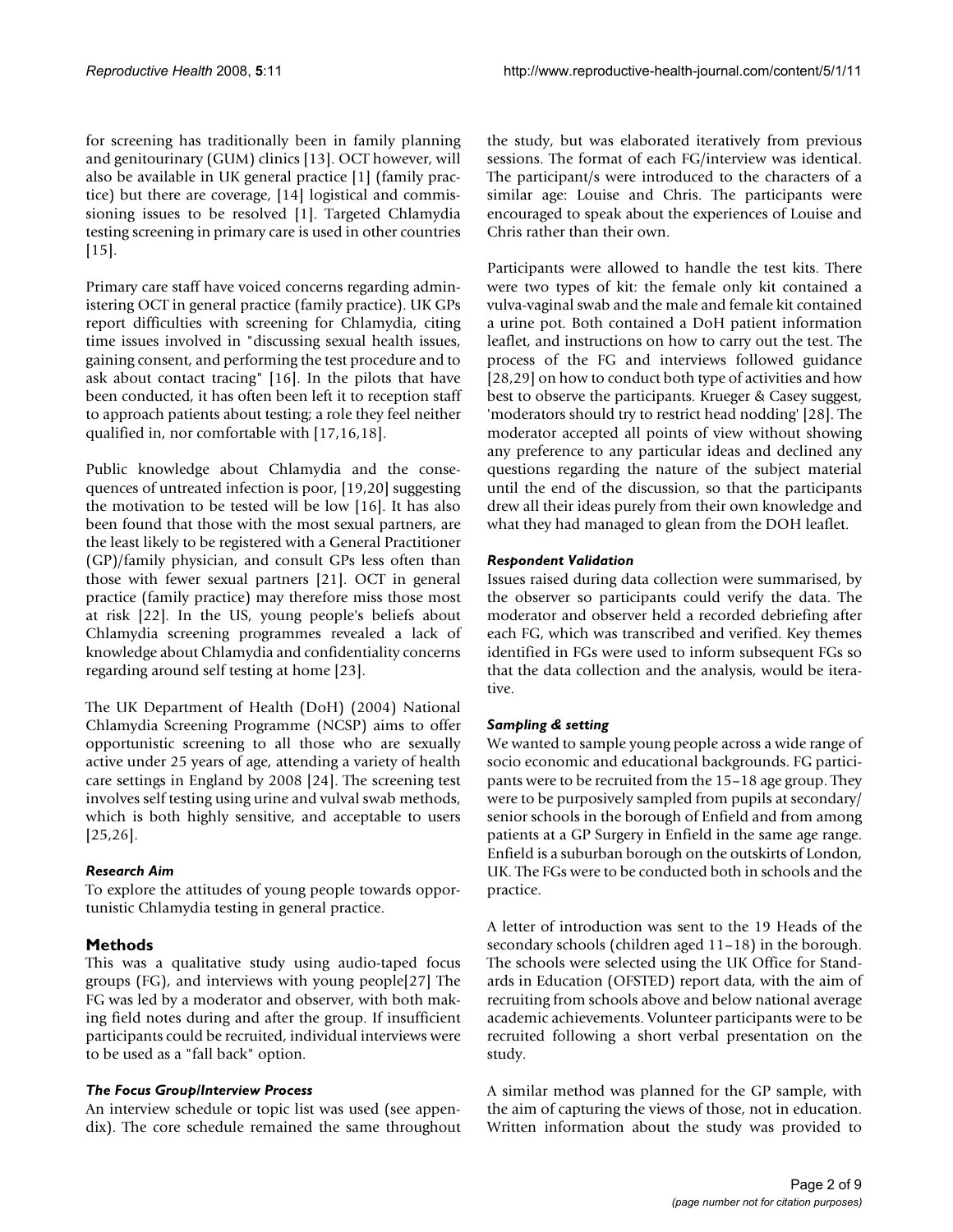for screening has traditionally been in family planning and genitourinary (GUM) clinics [13]. OCT however, will also be available in UK general practice [1] (family practice) but there are coverage, [14] logistical and commissioning issues to be resolved [1]. Targeted Chlamydia testing screening in primary care is used in other countries [15].

Primary care staff have voiced concerns regarding administering OCT in general practice (family practice). UK GPs report difficulties with screening for Chlamydia, citing time issues involved in "discussing sexual health issues, gaining consent, and performing the test procedure and to ask about contact tracing" [16]. In the pilots that have been conducted, it has often been left it to reception staff to approach patients about testing; a role they feel neither qualified in, nor comfortable with [17,16,18].

Public knowledge about Chlamydia and the consequences of untreated infection is poor, [19,20] suggesting the motivation to be tested will be low [16]. It has also been found that those with the most sexual partners, are the least likely to be registered with a General Practitioner (GP)/family physician, and consult GPs less often than those with fewer sexual partners [21]. OCT in general practice (family practice) may therefore miss those most at risk [22]. In the US, young people's beliefs about Chlamydia screening programmes revealed a lack of knowledge about Chlamydia and confidentiality concerns regarding around self testing at home [23].

The UK Department of Health (DoH) (2004) National Chlamydia Screening Programme (NCSP) aims to offer opportunistic screening to all those who are sexually active under 25 years of age, attending a variety of health care settings in England by 2008 [24]. The screening test involves self testing using urine and vulval swab methods, which is both highly sensitive, and acceptable to users [25,26].

### *Research Aim*

To explore the attitudes of young people towards opportunistic Chlamydia testing in general practice.

## Methods

This was a qualitative study using audio-taped focus groups (FG), and interviews with young people[27] The FG was led by a moderator and observer, with both making field notes during and after the group. If insufficient participants could be recruited, individual interviews were to be used as a "fall back" option.

### *The Focus Group/Interview Process*

An interview schedule or topic list was used (see appendix). The core schedule remained the same throughout the study, but was elaborated iteratively from previous sessions. The format of each FG/interview was identical. The participant/s were introduced to the characters of a similar age: Louise and Chris. The participants were encouraged to speak about the experiences of Louise and Chris rather than their own.

Participants were allowed to handle the test kits. There were two types of kit: the female only kit contained a vulva-vaginal swab and the male and female kit contained a urine pot. Both contained a DoH patient information leaflet, and instructions on how to carry out the test. The process of the FG and interviews followed guidance [28,29] on how to conduct both type of activities and how best to observe the participants. Krueger & Casey suggest, 'moderators should try to restrict head nodding' [28]. The moderator accepted all points of view without showing any preference to any particular ideas and declined any questions regarding the nature of the subject material until the end of the discussion, so that the participants drew all their ideas purely from their own knowledge and what they had managed to glean from the DOH leaflet.

### *Respondent Validation*

Issues raised during data collection were summarised, by the observer so participants could verify the data. The moderator and observer held a recorded debriefing after each FG, which was transcribed and verified. Key themes identified in FGs were used to inform subsequent FGs so that the data collection and the analysis, would be iterative.

### *Sampling & setting*

We wanted to sample young people across a wide range of socio economic and educational backgrounds. FG participants were to be recruited from the 15–18 age group. They were to be purposively sampled from pupils at secondary/senior schools in the borough of Enfield and from among patients at a GP Surgery in Enfield in the same age range. Enfield is a suburban borough on the outskirts of London, UK. The FGs were to be conducted both in schools and the practice.

A letter of introduction was sent to the 19 Heads of the secondary schools (children aged 11–18) in the borough. The schools were selected using the UK Office for Standards in Education (OFSTED) report data, with the aim of recruiting from schools above and below national average academic achievements. Volunteer participants were to be recruited following a short verbal presentation on the study.

A similar method was planned for the GP sample, with the aim of capturing the views of those, not in education. Written information about the study was provided to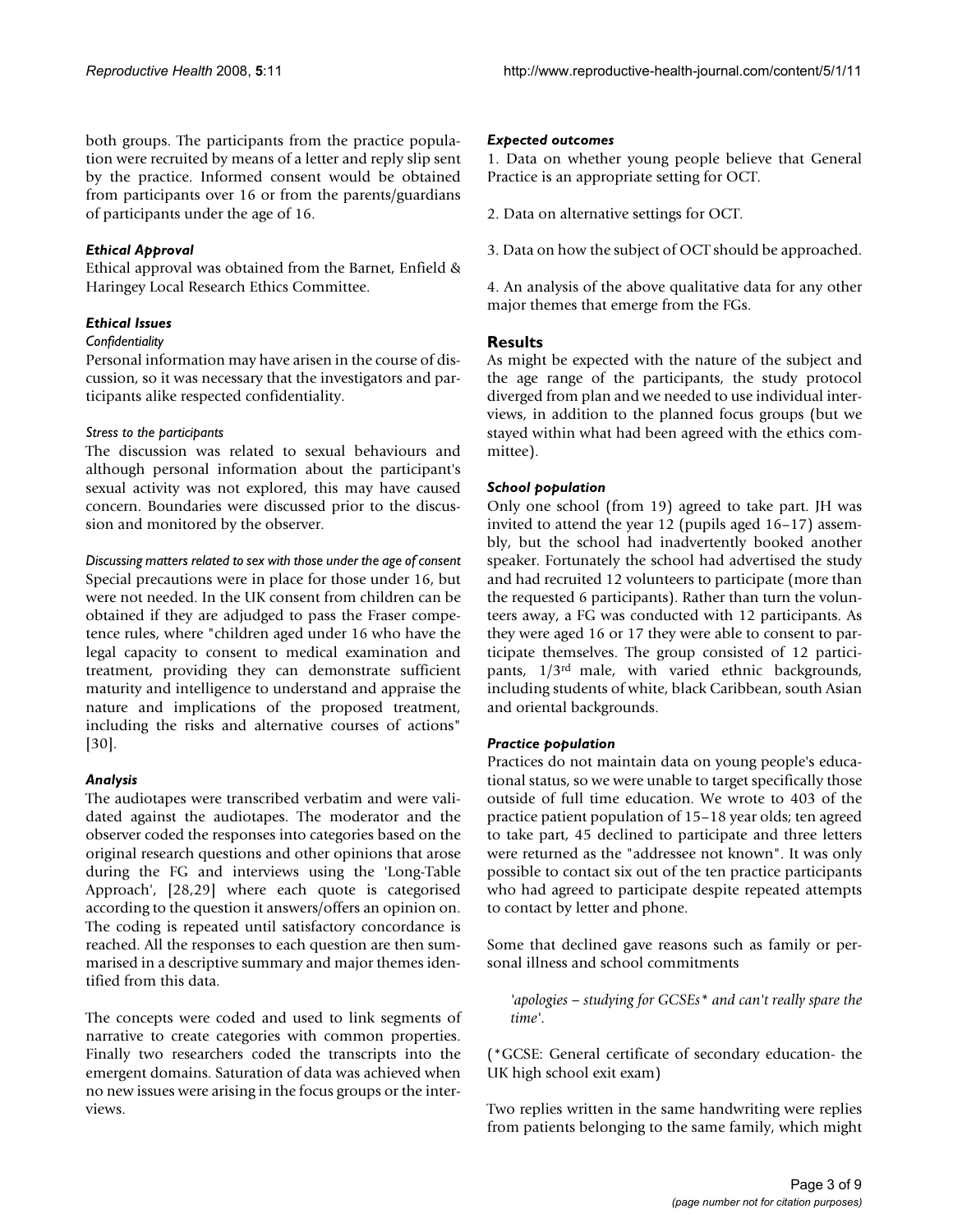both groups. The participants from the practice population were recruited by means of a letter and reply slip sent by the practice. Informed consent would be obtained from participants over 16 or from the parents/guardians of participants under the age of 16.

### *Ethical Approval*

Ethical approval was obtained from the Barnet, Enfield & Haringey Local Research Ethics Committee.

### *Ethical Issues*

#### *Confidentiality*

Personal information may have arisen in the course of discussion, so it was necessary that the investigators and participants alike respected confidentiality.

#### *Stress to the participants*

The discussion was related to sexual behaviours and although personal information about the participant's sexual activity was not explored, this may have caused concern. Boundaries were discussed prior to the discussion and monitored by the observer.

#### *Discussing matters related to sex with those under the age of consent*

Special precautions were in place for those under 16, but were not needed. In the UK consent from children can be obtained if they are adjudged to pass the Fraser competence rules, where "children aged under 16 who have the legal capacity to consent to medical examination and treatment, providing they can demonstrate sufficient maturity and intelligence to understand and appraise the nature and implications of the proposed treatment, including the risks and alternative courses of actions" [30].

### *Analysis*

The audiotapes were transcribed verbatim and were validated against the audiotapes. The moderator and the observer coded the responses into categories based on the original research questions and other opinions that arose during the FG and interviews using the 'Long-Table Approach', [28,29] where each quote is categorised according to the question it answers/offers an opinion on. The coding is repeated until satisfactory concordance is reached. All the responses to each question are then summarised in a descriptive summary and major themes identified from this data.

The concepts were coded and used to link segments of narrative to create categories with common properties. Finally two researchers coded the transcripts into the emergent domains. Saturation of data was achieved when no new issues were arising in the focus groups or the interviews.

### *Expected outcomes*

1. Data on whether young people believe that General Practice is an appropriate setting for OCT.

2. Data on alternative settings for OCT.

3. Data on how the subject of OCT should be approached.

4. An analysis of the above qualitative data for any other major themes that emerge from the FGs.

## Results

As might be expected with the nature of the subject and the age range of the participants, the study protocol diverged from plan and we needed to use individual interviews, in addition to the planned focus groups (but we stayed within what had been agreed with the ethics committee).

### *School population*

Only one school (from 19) agreed to take part. JH was invited to attend the year 12 (pupils aged 16–17) assembly, but the school had inadvertently booked another speaker. Fortunately the school had advertised the study and had recruited 12 volunteers to participate (more than the requested 6 participants). Rather than turn the volunteers away, a FG was conducted with 12 participants. As they were aged 16 or 17 they were able to consent to participate themselves. The group consisted of 12 participants, 1/3rd male, with varied ethnic backgrounds, including students of white, black Caribbean, south Asian and oriental backgrounds.

### *Practice population*

Practices do not maintain data on young people's educational status, so we were unable to target specifically those outside of full time education. We wrote to 403 of the practice patient population of 15–18 year olds; ten agreed to take part, 45 declined to participate and three letters were returned as the "addressee not known". It was only possible to contact six out of the ten practice participants who had agreed to participate despite repeated attempts to contact by letter and phone.

Some that declined gave reasons such as family or personal illness and school commitments

> *'apologies – studying for GCSEs* and can't really spare the time'.*

(*GCSE: General certificate of secondary education- the UK high school exit exam)

Two replies written in the same handwriting were replies from patients belonging to the same family, which might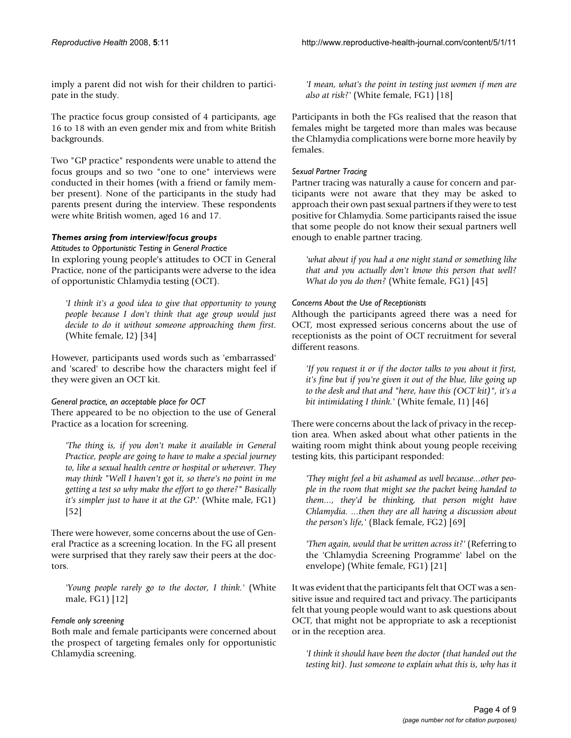imply a parent did not wish for their children to participate in the study.

The practice focus group consisted of 4 participants, age 16 to 18 with an even gender mix and from white British backgrounds.

Two "GP practice" respondents were unable to attend the focus groups and so two "one to one" interviews were conducted in their homes (with a friend or family member present). None of the participants in the study had parents present during the interview. These respondents were white British women, aged 16 and 17.

### Themes arsing from interview/focus groups

#### Attitudes to Opportunistic Testing in General Practice

In exploring young people's attitudes to OCT in General Practice, none of the participants were adverse to the idea of opportunistic Chlamydia testing (OCT).

> *'I think it's a good idea to give that opportunity to young people because I don't think that age group would just decide to do it without someone approaching them first.* (White female, I2) [34]

However, participants used words such as 'embarrassed' and 'scared' to describe how the characters might feel if they were given an OCT kit.

#### General practice, an acceptable place for OCT

There appeared to be no objection to the use of General Practice as a location for screening.

> *'The thing is, if you don't make it available in General Practice, people are going to have to make a special journey to, like a sexual health centre or hospital or wherever. They may think "Well I haven't got it, so there's no point in me getting a test so why make the effort to go there?" Basically it's simpler just to have it at the GP.'* (White male, FG1) [52]

There were however, some concerns about the use of General Practice as a screening location. In the FG all present were surprised that they rarely saw their peers at the doctors.

> *'Young people rarely go to the doctor, I think.'* (White male, FG1) [12]

#### Female only screening

Both male and female participants were concerned about the prospect of targeting females only for opportunistic Chlamydia screening.

> *'I mean, what's the point in testing just women if men are also at risk?'* (White female, FG1) [18]

Participants in both the FGs realised that the reason that females might be targeted more than males was because the Chlamydia complications were borne more heavily by females.

#### Sexual Partner Tracing

Partner tracing was naturally a cause for concern and participants were not aware that they may be asked to approach their own past sexual partners if they were to test positive for Chlamydia. Some participants raised the issue that some people do not know their sexual partners well enough to enable partner tracing.

> *'what about if you had a one night stand or something like that and you actually don't know this person that well? What do you do then?* (White female, FG1) [45]

#### Concerns About the Use of Receptionists

Although the participants agreed there was a need for OCT, most expressed serious concerns about the use of receptionists as the point of OCT recruitment for several different reasons.

> *'If you request it or if the doctor talks to you about it first, it's fine but if you're given it out of the blue, like going up to the desk and that and "here, have this (OCT kit)", it's a bit intimidating I think.'* (White female, I1) [46]

There were concerns about the lack of privacy in the reception area. When asked about what other patients in the waiting room might think about young people receiving testing kits, this participant responded:

> *'They might feel a bit ashamed as well because...other people in the room that might see the packet being handed to them..., they'd be thinking, that person might have Chlamydia. ...then they are all having a discussion about the person's life,'* (Black female, FG2) [69]

> *'Then again, would that be written across it?'* (Referring to the 'Chlamydia Screening Programme' label on the envelope) (White female, FG1) [21]

It was evident that the participants felt that OCT was a sensitive issue and required tact and privacy. The participants felt that young people would want to ask questions about OCT, that might not be appropriate to ask a receptionist or in the reception area.

> *'I think it should have been the doctor (that handed out the testing kit). Just someone to explain what this is, why has it*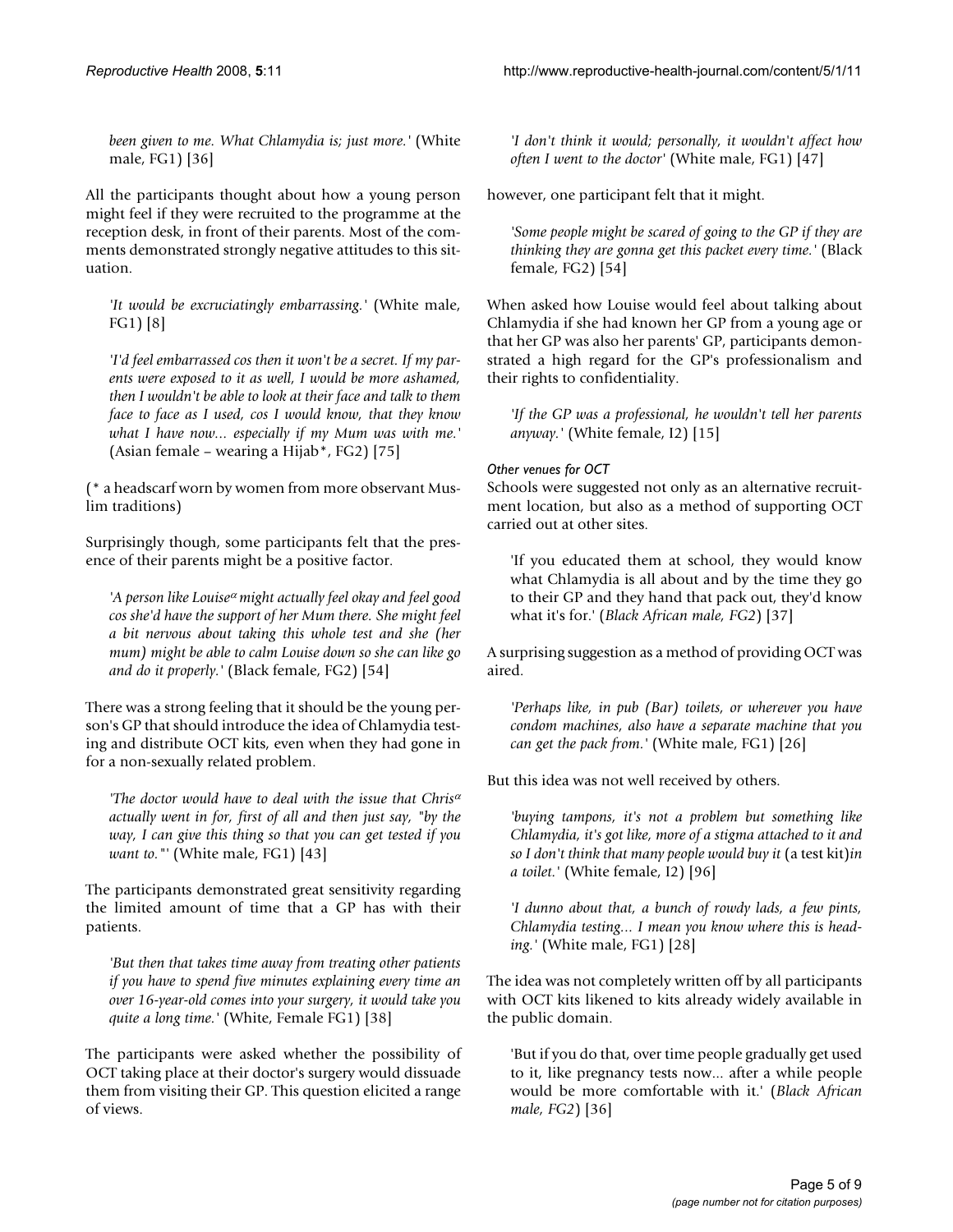*been given to me. What Chlamydia is; just more.'* (White male, FG1) [36]

All the participants thought about how a young person might feel if they were recruited to the programme at the reception desk, in front of their parents. Most of the comments demonstrated strongly negative attitudes to this situation.

> *'It would be excruciatingly embarrassing.'* (White male, FG1) [8]

> *'I'd feel embarrassed cos then it won't be a secret. If my parents were exposed to it as well, I would be more ashamed, then I wouldn't be able to look at their face and talk to them face to face as I used, cos I would know, that they know what I have now... especially if my Mum was with me.'* (Asian female – wearing a Hijab*, FG2) [75]

(* a headscarf worn by women from more observant Muslim traditions)

Surprisingly though, some participants felt that the presence of their parents might be a positive factor.

> *'A person like Louise$^{\alpha}$ might actually feel okay and feel good cos she'd have the support of her Mum there. She might feel a bit nervous about taking this whole test and she (her mum) might be able to calm Louise down so she can like go and do it properly.'* (Black female, FG2) [54]

There was a strong feeling that it should be the young person's GP that should introduce the idea of Chlamydia testing and distribute OCT kits, even when they had gone in for a non-sexually related problem.

> *'The doctor would have to deal with the issue that Chris$^{\alpha}$ actually went in for, first of all and then just say, "by the way, I can give this thing so that you can get tested if you want to."'* (White male, FG1) [43]

The participants demonstrated great sensitivity regarding the limited amount of time that a GP has with their patients.

> *'But then that takes time away from treating other patients if you have to spend five minutes explaining every time an over 16-year-old comes into your surgery, it would take you quite a long time.'* (White, Female FG1) [38]

The participants were asked whether the possibility of OCT taking place at their doctor's surgery would dissuade them from visiting their GP. This question elicited a range of views.

> *'I don't think it would; personally, it wouldn't affect how often I went to the doctor'* (White male, FG1) [47]

however, one participant felt that it might.

> *'Some people might be scared of going to the GP if they are thinking they are gonna get this packet every time.'* (Black female, FG2) [54]

When asked how Louise would feel about talking about Chlamydia if she had known her GP from a young age or that her GP was also her parents' GP, participants demonstrated a high regard for the GP's professionalism and their rights to confidentiality.

> *'If the GP was a professional, he wouldn't tell her parents anyway.'* (White female, I2) [15]

#### *Other venues for OCT*

Schools were suggested not only as an alternative recruitment location, but also as a method of supporting OCT carried out at other sites.

> 'If you educated them at school, they would know what Chlamydia is all about and by the time they go to their GP and they hand that pack out, they'd know what it's for.' (*Black African male, FG2*) [37]

A surprising suggestion as a method of providing OCT was aired.

> *'Perhaps like, in pub (Bar) toilets, or wherever you have condom machines, also have a separate machine that you can get the pack from.'* (White male, FG1) [26]

But this idea was not well received by others.

> *'buying tampons, it's not a problem but something like Chlamydia, it's got like, more of a stigma attached to it and so I don't think that many people would buy it* (a test kit)*in a toilet.'* (White female, I2) [96]

> *'I dunno about that, a bunch of rowdy lads, a few pints, Chlamydia testing... I mean you know where this is heading.'* (White male, FG1) [28]

The idea was not completely written off by all participants with OCT kits likened to kits already widely available in the public domain.

> 'But if you do that, over time people gradually get used to it, like pregnancy tests now... after a while people would be more comfortable with it.' (*Black African male, FG2*) [36]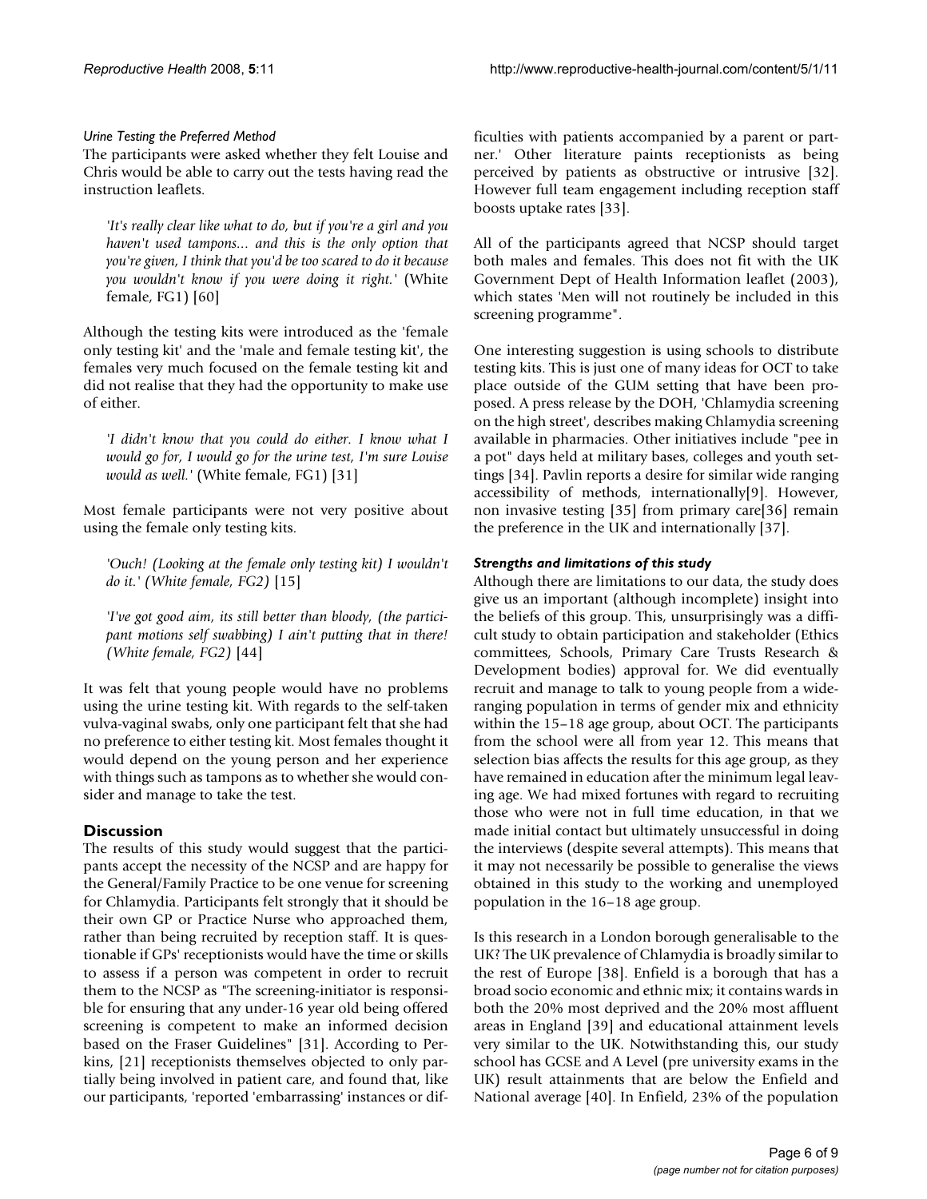*Urine Testing the Preferred Method*

The participants were asked whether they felt Louise and Chris would be able to carry out the tests having read the instruction leaflets.

> *'It's really clear like what to do, but if you're a girl and you haven't used tampons... and this is the only option that you're given, I think that you'd be too scared to do it because you wouldn't know if you were doing it right.'* (White female, FG1) [60]

Although the testing kits were introduced as the 'female only testing kit' and the 'male and female testing kit', the females very much focused on the female testing kit and did not realise that they had the opportunity to make use of either.

> *'I didn't know that you could do either. I know what I would go for, I would go for the urine test, I'm sure Louise would as well.'* (White female, FG1) [31]

Most female participants were not very positive about using the female only testing kits.

> *'Ouch! (Looking at the female only testing kit) I wouldn't do it.' (White female, FG2)* [15]

> *'I've got good aim, its still better than bloody, (the participant motions self swabbing) I ain't putting that in there! (White female, FG2)* [44]

It was felt that young people would have no problems using the urine testing kit. With regards to the self-taken vulva-vaginal swabs, only one participant felt that she had no preference to either testing kit. Most females thought it would depend on the young person and her experience with things such as tampons as to whether she would consider and manage to take the test.

## Discussion

The results of this study would suggest that the participants accept the necessity of the NCSP and are happy for the General/Family Practice to be one venue for screening for Chlamydia. Participants felt strongly that it should be their own GP or Practice Nurse who approached them, rather than being recruited by reception staff. It is questionable if GPs' receptionists would have the time or skills to assess if a person was competent in order to recruit them to the NCSP as "The screening-initiator is responsible for ensuring that any under-16 year old being offered screening is competent to make an informed decision based on the Fraser Guidelines" [31]. According to Perkins, [21] receptionists themselves objected to only partially being involved in patient care, and found that, like our participants, 'reported 'embarrassing' instances or difficulties with patients accompanied by a parent or partner.' Other literature paints receptionists as being perceived by patients as obstructive or intrusive [32]. However full team engagement including reception staff boosts uptake rates [33].

All of the participants agreed that NCSP should target both males and females. This does not fit with the UK Government Dept of Health Information leaflet (2003), which states 'Men will not routinely be included in this screening programme".

One interesting suggestion is using schools to distribute testing kits. This is just one of many ideas for OCT to take place outside of the GUM setting that have been proposed. A press release by the DOH, 'Chlamydia screening on the high street', describes making Chlamydia screening available in pharmacies. Other initiatives include "pee in a pot" days held at military bases, colleges and youth settings [34]. Pavlin reports a desire for similar wide ranging accessibility of methods, internationally[9]. However, non invasive testing [35] from primary care[36] remain the preference in the UK and internationally [37].

### *Strengths and limitations of this study*

Although there are limitations to our data, the study does give us an important (although incomplete) insight into the beliefs of this group. This, unsurprisingly was a difficult study to obtain participation and stakeholder (Ethics committees, Schools, Primary Care Trusts Research & Development bodies) approval for. We did eventually recruit and manage to talk to young people from a wide-ranging population in terms of gender mix and ethnicity within the 15–18 age group, about OCT. The participants from the school were all from year 12. This means that selection bias affects the results for this age group, as they have remained in education after the minimum legal leaving age. We had mixed fortunes with regard to recruiting those who were not in full time education, in that we made initial contact but ultimately unsuccessful in doing the interviews (despite several attempts). This means that it may not necessarily be possible to generalise the views obtained in this study to the working and unemployed population in the 16–18 age group.

Is this research in a London borough generalisable to the UK? The UK prevalence of Chlamydia is broadly similar to the rest of Europe [38]. Enfield is a borough that has a broad socio economic and ethnic mix; it contains wards in both the 20% most deprived and the 20% most affluent areas in England [39] and educational attainment levels very similar to the UK. Notwithstanding this, our study school has GCSE and A Level (pre university exams in the UK) result attainments that are below the Enfield and National average [40]. In Enfield, 23% of the population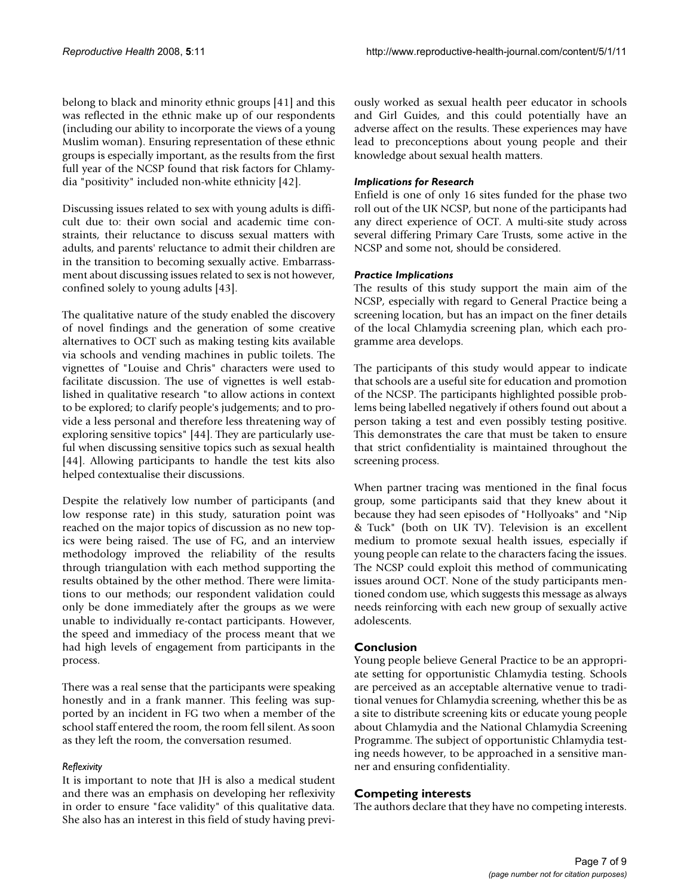belong to black and minority ethnic groups [41] and this was reflected in the ethnic make up of our respondents (including our ability to incorporate the views of a young Muslim woman). Ensuring representation of these ethnic groups is especially important, as the results from the first full year of the NCSP found that risk factors for Chlamydia "positivity" included non-white ethnicity [42].

Discussing issues related to sex with young adults is difficult due to: their own social and academic time constraints, their reluctance to discuss sexual matters with adults, and parents' reluctance to admit their children are in the transition to becoming sexually active. Embarrassment about discussing issues related to sex is not however, confined solely to young adults [43].

The qualitative nature of the study enabled the discovery of novel findings and the generation of some creative alternatives to OCT such as making testing kits available via schools and vending machines in public toilets. The vignettes of "Louise and Chris" characters were used to facilitate discussion. The use of vignettes is well established in qualitative research "to allow actions in context to be explored; to clarify people's judgements; and to provide a less personal and therefore less threatening way of exploring sensitive topics" [44]. They are particularly useful when discussing sensitive topics such as sexual health [44]. Allowing participants to handle the test kits also helped contextualise their discussions.

Despite the relatively low number of participants (and low response rate) in this study, saturation point was reached on the major topics of discussion as no new topics were being raised. The use of FG, and an interview methodology improved the reliability of the results through triangulation with each method supporting the results obtained by the other method. There were limitations to our methods; our respondent validation could only be done immediately after the groups as we were unable to individually re-contact participants. However, the speed and immediacy of the process meant that we had high levels of engagement from participants in the process.

There was a real sense that the participants were speaking honestly and in a frank manner. This feeling was supported by an incident in FG two when a member of the school staff entered the room, the room fell silent. As soon as they left the room, the conversation resumed.

#### *Reflexivity*

It is important to note that JH is also a medical student and there was an emphasis on developing her reflexivity in order to ensure "face validity" of this qualitative data. She also has an interest in this field of study having previously worked as sexual health peer educator in schools and Girl Guides, and this could potentially have an adverse affect on the results. These experiences may have lead to preconceptions about young people and their knowledge about sexual health matters.

### *Implications for Research*

Enfield is one of only 16 sites funded for the phase two roll out of the UK NCSP, but none of the participants had any direct experience of OCT. A multi-site study across several differing Primary Care Trusts, some active in the NCSP and some not, should be considered.

### *Practice Implications*

The results of this study support the main aim of the NCSP, especially with regard to General Practice being a screening location, but has an impact on the finer details of the local Chlamydia screening plan, which each programme area develops.

The participants of this study would appear to indicate that schools are a useful site for education and promotion of the NCSP. The participants highlighted possible problems being labelled negatively if others found out about a person taking a test and even possibly testing positive. This demonstrates the care that must be taken to ensure that strict confidentiality is maintained throughout the screening process.

When partner tracing was mentioned in the final focus group, some participants said that they knew about it because they had seen episodes of "Hollyoaks" and "Nip & Tuck" (both on UK TV). Television is an excellent medium to promote sexual health issues, especially if young people can relate to the characters facing the issues. The NCSP could exploit this method of communicating issues around OCT. None of the study participants mentioned condom use, which suggests this message as always needs reinforcing with each new group of sexually active adolescents.

## Conclusion

Young people believe General Practice to be an appropriate setting for opportunistic Chlamydia testing. Schools are perceived as an acceptable alternative venue to traditional venues for Chlamydia screening, whether this be as a site to distribute screening kits or educate young people about Chlamydia and the National Chlamydia Screening Programme. The subject of opportunistic Chlamydia testing needs however, to be approached in a sensitive manner and ensuring confidentiality.

## Competing interests

The authors declare that they have no competing interests.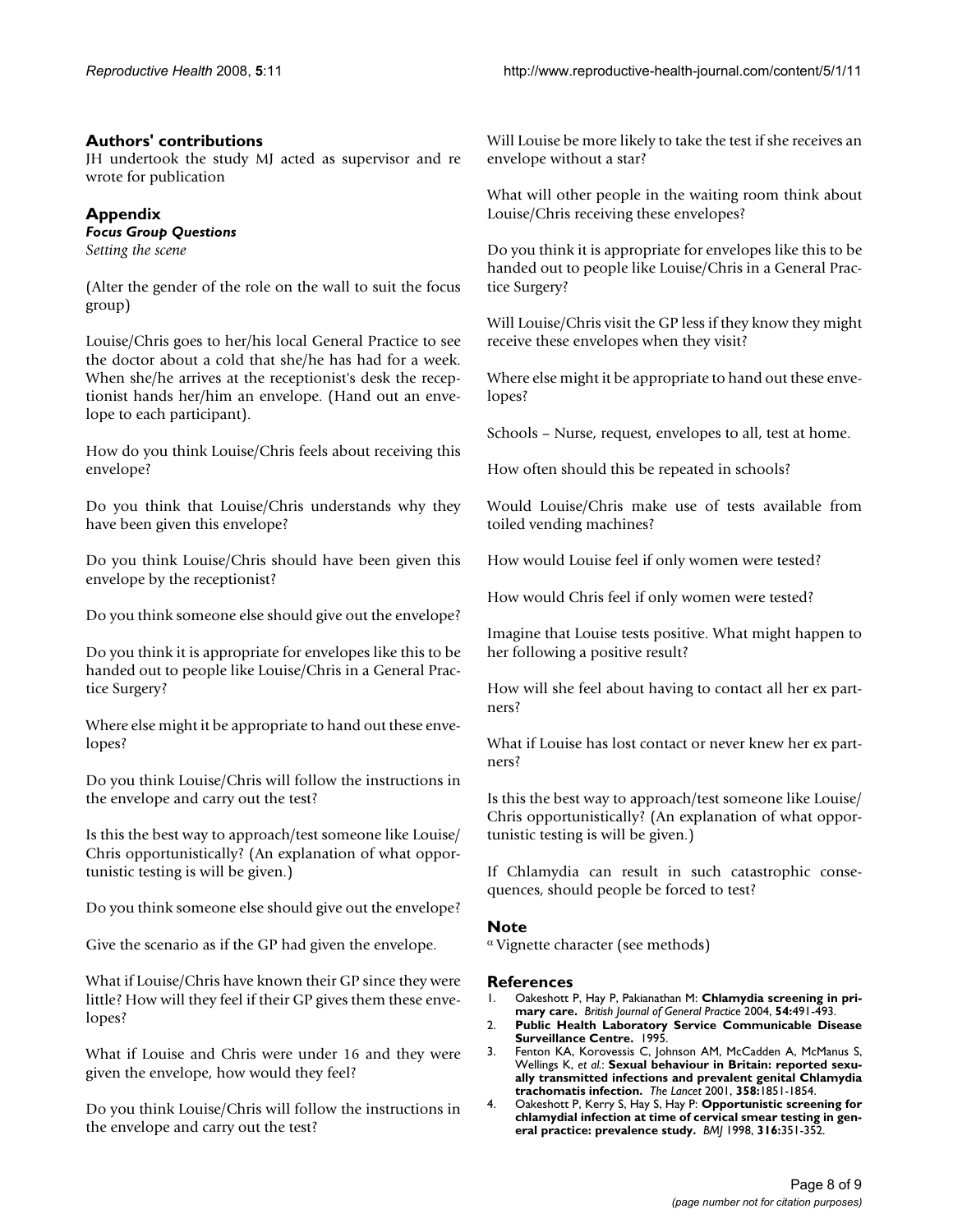## Authors' contributions

JH undertook the study MJ acted as supervisor and re wrote for publication

## Appendix

### *Focus Group Questions*

*Setting the scene*

(Alter the gender of the role on the wall to suit the focus group)

Louise/Chris goes to her/his local General Practice to see the doctor about a cold that she/he has had for a week. When she/he arrives at the receptionist's desk the receptionist hands her/him an envelope. (Hand out an envelope to each participant).

How do you think Louise/Chris feels about receiving this envelope?

Do you think that Louise/Chris understands why they have been given this envelope?

Do you think Louise/Chris should have been given this envelope by the receptionist?

Do you think someone else should give out the envelope?

Do you think it is appropriate for envelopes like this to be handed out to people like Louise/Chris in a General Practice Surgery?

Where else might it be appropriate to hand out these envelopes?

Do you think Louise/Chris will follow the instructions in the envelope and carry out the test?

Is this the best way to approach/test someone like Louise/Chris opportunistically? (An explanation of what opportunistic testing is will be given.)

Do you think someone else should give out the envelope?

Give the scenario as if the GP had given the envelope.

What if Louise/Chris have known their GP since they were little? How will they feel if their GP gives them these envelopes?

What if Louise and Chris were under 16 and they were given the envelope, how would they feel?

Do you think Louise/Chris will follow the instructions in the envelope and carry out the test?

Will Louise be more likely to take the test if she receives an envelope without a star?

What will other people in the waiting room think about Louise/Chris receiving these envelopes?

Do you think it is appropriate for envelopes like this to be handed out to people like Louise/Chris in a General Practice Surgery?

Will Louise/Chris visit the GP less if they know they might receive these envelopes when they visit?

Where else might it be appropriate to hand out these envelopes?

Schools – Nurse, request, envelopes to all, test at home.

How often should this be repeated in schools?

Would Louise/Chris make use of tests available from toiled vending machines?

How would Louise feel if only women were tested?

How would Chris feel if only women were tested?

Imagine that Louise tests positive. What might happen to her following a positive result?

How will she feel about having to contact all her ex partners?

What if Louise has lost contact or never knew her ex partners?

Is this the best way to approach/test someone like Louise/Chris opportunistically? (An explanation of what opportunistic testing is will be given.)

If Chlamydia can result in such catastrophic consequences, should people be forced to test?

## Note

$^{\alpha}$ Vignette character (see methods)

## References

1. Oakeshott P, Hay P, Pakianathan M: **Chlamydia screening in primary care.** *British Journal of General Practice* 2004, **54:**491-493.
2. **Public Health Laboratory Service Communicable Disease Surveillance Centre.** 1995.
3. Fenton KA, Korovessis C, Johnson AM, McCadden A, McManus S, Wellings K, *et al.*: **Sexual behaviour in Britain: reported sexually transmitted infections and prevalent genital Chlamydia trachomatis infection.** *The Lancet* 2001, **358:**1851-1854.
4. Oakeshott P, Kerry S, Hay S, Hay P: **Opportunistic screening for chlamydial infection at time of cervical smear testing in general practice: prevalence study.** *BMJ* 1998, **316:**351-352.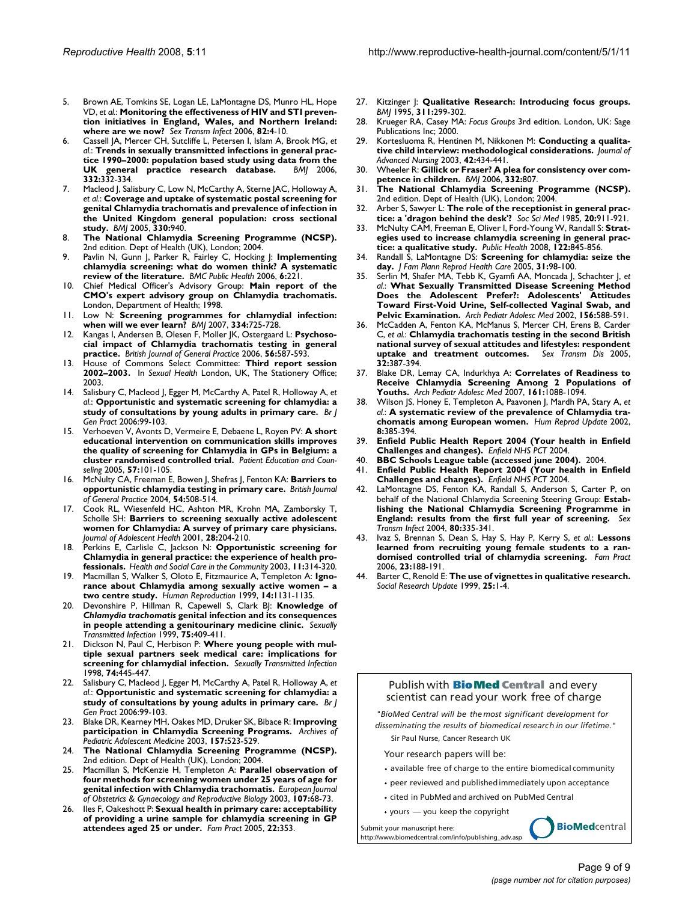5. Brown AE, Tomkins SE, Logan LE, LaMontagne DS, Munro HL, Hope VD, *et al.*: **Monitoring the effectiveness of HIV and STI prevention initiatives in England, Wales, and Northern Ireland: where are we now?** *Sex Transm Infect* 2006, **82:**4-10.
6. Cassell JA, Mercer CH, Sutcliffe L, Petersen I, Islam A, Brook MG, *et al.*: **Trends in sexually transmitted infections in general practice 1990–2000: population based study using data from the UK general practice research database.** *BMJ* 2006, **332:**332-334.
7. Macleod J, Salisbury C, Low N, McCarthy A, Sterne JAC, Holloway A, *et al.*: **Coverage and uptake of systematic postal screening for genital Chlamydia trachomatis and prevalence of infection in the United Kingdom general population: cross sectional study.** *BMJ* 2005, **330:**940.
8. **The National Chlamydia Screening Programme (NCSP).** 2nd edition. Dept of Health (UK), London; 2004.
9. Pavlin N, Gunn J, Parker R, Fairley C, Hocking J: **Implementing chlamydia screening: what do women think? A systematic review of the literature.** *BMC Public Health* 2006, **6:**221.
10. Chief Medical Officer's Advisory Group: **Main report of the CMO's expert advisory group on Chlamydia trachomatis.** London, Department of Health; 1998.
11. Low N: **Screening programmes for chlamydial infection: when will we ever learn?** *BMJ* 2007, **334:**725-728.
12. Kangas I, Andersen B, Olesen F, Moller JK, Ostergaard L: **Psychosocial impact of Chlamydia trachomatis testing in general practice.** *British Journal of General Practice* 2006, **56:**587-593.
13. House of Commons Select Committee: **Third report session 2002–2003.** In *Sexual Health* London, UK, The Stationery Office; 2003.
14. Salisbury C, Macleod J, Egger M, McCarthy A, Patel R, Holloway A, *et al.*: **Opportunistic and systematic screening for chlamydia: a study of consultations by young adults in primary care.** *Br J Gen Pract* 2006:99-103.
15. Verhoeven V, Avonts D, Vermeire E, Debaene L, Royen PV: **A short educational intervention on communication skills improves the quality of screening for Chlamydia in GPs in Belgium: a cluster randomised controlled trial.** *Patient Education and Counseling* 2005, **57:**101-105.
16. McNulty CA, Freeman E, Bowen J, Shefras J, Fenton KA: **Barriers to opportunistic chlamydia testing in primary care.** *British Journal of General Practice* 2004, **54:**508-514.
17. Cook RL, Wiesenfeld HC, Ashton MR, Krohn MA, Zamborsky T, Scholle SH: **Barriers to screening sexually active adolescent women for Chlamydia: A survey of primary care physicians.** *Journal of Adolescent Health* 2001, **28:**204-210.
18. Perkins E, Carlisle C, Jackson N: **Opportunistic screening for Chlamydia in general practice: the experience of health professionals.** *Health and Social Care in the Community* 2003, **11:**314-320.
19. Macmillan S, Walker S, Oloto E, Fitzmaurice A, Templeton A: **Ignorance about Chlamydia among sexually active women – a two centre study.** *Human Reproduction* 1999, **14:**1131-1135.
20. Devonshire P, Hillman R, Capewell S, Clark BJ: **Knowledge of *Chlamydia trachomatis* genital infection and its consequences in people attending a genitourinary medicine clinic.** *Sexually Transmitted Infection* 1999, **75:**409-411.
21. Dickson N, Paul C, Herbison P: **Where young people with multiple sexual partners seek medical care: implications for screening for chlamydial infection.** *Sexually Transmitted Infection* 1998, **74:**445-447.
22. Salisbury C, Macleod J, Egger M, McCarthy A, Patel R, Holloway A, *et al.*: **Opportunistic and systematic screening for chlamydia: a study of consultations by young adults in primary care.** *Br J Gen Pract* 2006:99-103.
23. Blake DR, Kearney MH, Oakes MD, Druker SK, Bibace R: **Improving participation in Chlamydia Screening Programs.** *Archives of Pediatric Adolescent Medicine* 2003, **157:**523-529.
24. **The National Chlamydia Screening Programme (NCSP).** 2nd edition. Dept of Health (UK), London; 2004.
25. Macmillan S, McKenzie H, Templeton A: **Parallel observation of four methods for screening women under 25 years of age for genital infection with Chlamydia trachomatis.** *European Journal of Obstetrics & Gynaecology and Reproductive Biology* 2003, **107:**68-73.
26. Iles F, Oakeshott P: **Sexual health in primary care: acceptability of providing a urine sample for chlamydia screening in GP attendees aged 25 or under.** *Fam Pract* 2005, **22:**353.
27. Kitzinger J: **Qualitative Research: Introducing focus groups.** *BMJ* 1995, **311:**299-302.
28. Krueger RA, Casey MA: *Focus Groups* 3rd edition. London, UK: Sage Publications Inc; 2000.
29. Kortesluoma R, Hentinen M, Nikkonen M: **Conducting a qualitative child interview: methodological considerations.** *Journal of Advanced Nursing* 2003, **42:**434-441.
30. Wheeler R: **Gillick or Fraser? A plea for consistency over competence in children.** *BMJ* 2006, **332:**807.
31. **The National Chlamydia Screening Programme (NCSP).** 2nd edition. Dept of Health (UK), London; 2004.
32. Arber S, Sawyer L: **The role of the receptionist in general practice: a 'dragon behind the desk'?** *Soc Sci Med* 1985, **20:**911-921.
33. McNulty CAM, Freeman E, Oliver I, Ford-Young W, Randall S: **Strategies used to increase chlamydia screening in general practice: a qualitative study.** *Public Health* 2008, **122:**845-856.
34. Randall S, LaMontagne DS: **Screening for chlamydia: seize the day.** *J Fam Plann Reprod Health Care* 2005, **31:**98-100.
35. Serlin M, Shafer MA, Tebb K, Gyamfi AA, Moncada J, Schachter J, *et al.*: **What Sexually Transmitted Disease Screening Method Does the Adolescent Prefer?: Adolescents' Attitudes Toward First-Void Urine, Self-collected Vaginal Swab, and Pelvic Examination.** *Arch Pediatr Adolesc Med* 2002, **156:**588-591.
36. McCadden A, Fenton KA, McManus S, Mercer CH, Erens B, Carder C, *et al.*: **Chlamydia trachomatis testing in the second British national survey of sexual attitudes and lifestyles: respondent uptake and treatment outcomes.** *Sex Transm Dis* 2005, **32:**387-394.
37. Blake DR, Lemay CA, Indurkhya A: **Correlates of Readiness to Receive Chlamydia Screening Among 2 Populations of Youths.** *Arch Pediatr Adolesc Med* 2007, **161:**1088-1094.
38. Wilson JS, Honey E, Templeton A, Paavonen J, Mardh PA, Stary A, *et al.*: **A systematic review of the prevalence of Chlamydia trachomatis among European women.** *Hum Reprod Update* 2002, **8:**385-394.
39. **Enfield Public Health Report 2004 (Your health in Enfield Challenges and changes).** *Enfield NHS PCT* 2004.
40. **BBC Schools League table (accessed june 2004).** 2004.
41. **Enfield Public Health Report 2004 (Your health in Enfield Challenges and changes).** *Enfield NHS PCT* 2004.
42. LaMontagne DS, Fenton KA, Randall S, Anderson S, Carter P, on behalf of the National Chlamydia Screening Steering Group: **Establishing the National Chlamydia Screening Programme in England: results from the first full year of screening.** *Sex Transm Infect* 2004, **80:**335-341.
43. Ivaz S, Brennan S, Dean S, Hay S, Hay P, Kerry S, *et al.*: **Lessons learned from recruiting young female students to a randomised controlled trial of chlamydia screening.** *Fam Pract* 2006, **23:**188-191.
44. Barter C, Renold E: **The use of vignettes in qualitative research.** *Social Research Update* 1999, **25:**1-4.

Publish with **BioMed Central** and every scientist can read your work free of charge

*"BioMed Central will be the most significant development for disseminating the results of biomedical research in our lifetime."*

Sir Paul Nurse, Cancer Research UK

Your research papers will be:

- available free of charge to the entire biomedical community
- peer reviewed and published immediately upon acceptance
- cited in PubMed and archived on PubMed Central
- yours — you keep the copyright

Submit your manuscript here:
http://www.biomedcentral.com/info/publishing_adv.asp

**BioMed**central